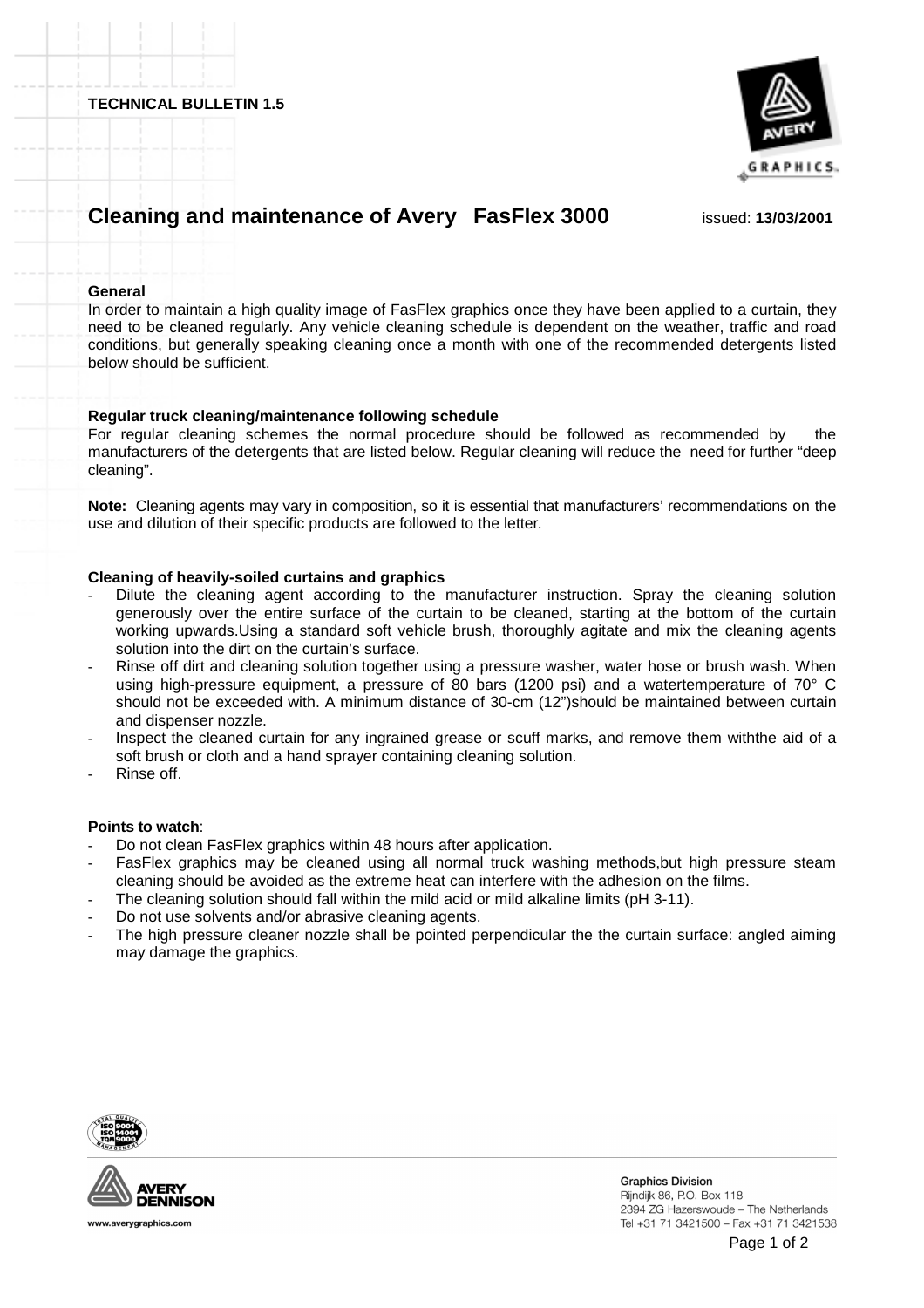**TECHNICAL BULLETIN 1.5**

# Cleaning and maintenance of Avery FasFlex 3000

issued: **13/03/2001**

### General

In order to maintain a high quality image of FasFlex graphics once they have been applied to a curtain, they need to be cleaned regularly. Any vehicle cleaning schedule is dependent on the weather, traffic and road conditions, but generally speaking cleaning once a month with one of the recommended detergents listed below should be sufficient.

### Regular truck cleaning/maintenance following schedule

For regular cleaning schemes the normal procedure should be followed as recommended by the manufacturers of the detergents that are listed below. Regular cleaning will reduce the need for further "deep cleaning".

**Note:** Cleaning agents may vary in composition, so it is essential that manufacturers' recommendations on the use and dilution of their specific products are followed to the letter.

### Cleaning of heavily-soiled curtains and graphics

- Dilute the cleaning agent according to the manufacturer instruction. Spray the cleaning solution generously over the entire surface of the curtain to be cleaned, starting at the bottom of the curtain working upwards.Using a standard soft vehicle brush, thoroughly agitate and mix the cleaning agents solution into the dirt on the curtain's surface.
- Rinse off dirt and cleaning solution together using a pressure washer, water hose or brush wash. When using high-pressure equipment, a pressure of 80 bars (1200 psi) and a watertemperature of 70° C should not be exceeded with. A minimum distance of 30-cm (12")should be maintained between curtain and dispenser nozzle.
- Inspect the cleaned curtain for any ingrained grease or scuff marks, and remove them withthe aid of a soft brush or cloth and a hand sprayer containing cleaning solution.
- Rinse off.

### Points to watch:

- Do not clean FasFlex graphics within 48 hours after application.
- FasFlex graphics may be cleaned using all normal truck washing methods,but high pressure steam cleaning should be avoided as the extreme heat can interfere with the adhesion on the films.
- The cleaning solution should fall within the mild acid or mild alkaline limits (pH 3-11).
- Do not use solvents and/or abrasive cleaning agents.
- The high pressure cleaner nozzle shall be pointed perpendicular the the curtain surface: angled aiming may damage the graphics.

www.averygraphics.com

Graphics Division
Rijndijk 86, P.O. Box 118
2394 ZG Hazerswoude – The Netherlands
Tel +31 71 3421500 – Fax +31 71 3421538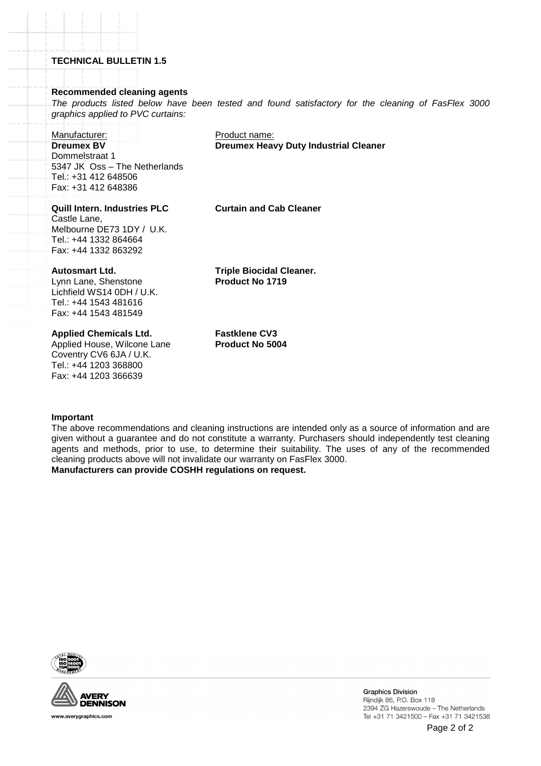## TECHNICAL BULLETIN 1.5

### Recommended cleaning agents

*The products listed below have been tested and found satisfactory for the cleaning of FasFlex 3000 graphics applied to PVC curtains:*

| Manufacturer: | Product name: |
|---|---|
| **Dreumex BV**<br>Dommelstraat 1<br>5347 JK Oss – The Netherlands<br>Tel.: +31 412 648506<br>Fax: +31 412 648386 | **Dreumex Heavy Duty Industrial Cleaner** |
| **Quill Intern. Industries PLC**<br>Castle Lane,<br>Melbourne DE73 1DY / U.K.<br>Tel.: +44 1332 864664<br>Fax: +44 1332 863292 | **Curtain and Cab Cleaner** |
| **Autosmart Ltd.**<br>Lynn Lane, Shenstone<br>Lichfield WS14 0DH / U.K.<br>Tel.: +44 1543 481616<br>Fax: +44 1543 481549 | **Triple Biocidal Cleaner.**<br>**Product No 1719** |
| **Applied Chemicals Ltd.**<br>Applied House, Wilcone Lane<br>Coventry CV6 6JA / U.K.<br>Tel.: +44 1203 368800<br>Fax: +44 1203 366639 | **Fastklene CV3**<br>**Product No 5004** |

### Important

The above recommendations and cleaning instructions are intended only as a source of information and are given without a guarantee and do not constitute a warranty. Purchasers should independently test cleaning agents and methods, prior to use, to determine their suitability. The uses of any of the recommended cleaning products above will not invalidate our warranty on FasFlex 3000.

**Manufacturers can provide COSHH regulations on request.**

Graphics Division
Rijndijk 86, P.O. Box 118
2394 ZG Hazerswoude – The Netherlands
Tel +31 71 3421500 – Fax +31 71 3421538

www.averygraphics.com